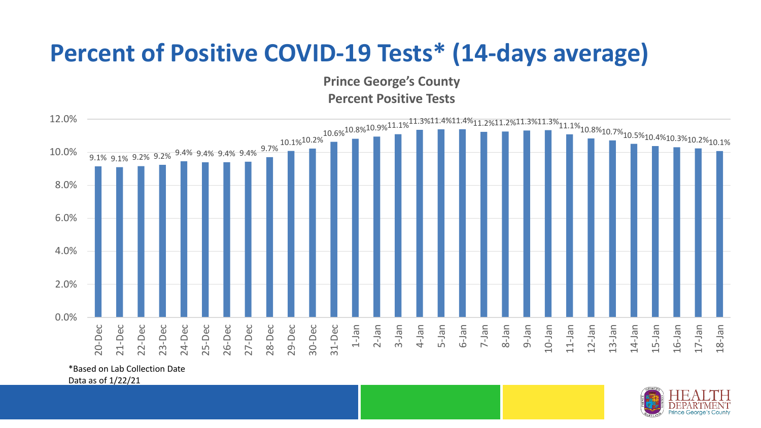# Percent of Positive COVID-19 Tests* (14-days average)

**Prince George's County**
**Percent Positive Tests**

| Date | Percent Positive |
|---|---|
| 20-Dec | 9.1% |
| 21-Dec | 9.1% |
| 22-Dec | 9.2% |
| 23-Dec | 9.2% |
| 24-Dec | 9.4% |
| 25-Dec | 9.4% |
| 26-Dec | 9.4% |
| 27-Dec | 9.4% |
| 28-Dec | 9.7% |
| 29-Dec | 10.1% |
| 30-Dec | 10.2% |
| 31-Dec | 10.6% |
| 1-Jan | 10.8% |
| 2-Jan | 10.9% |
| 3-Jan | 11.1% |
| 4-Jan | 11.3% |
| 5-Jan | 11.4% |
| 6-Jan | 11.4% |
| 7-Jan | 11.2% |
| 8-Jan | 11.2% |
| 9-Jan | 11.3% |
| 10-Jan | 11.3% |
| 11-Jan | 11.1% |
| 12-Jan | 10.8% |
| 13-Jan | 10.7% |
| 14-Jan | 10.5% |
| 15-Jan | 10.4% |
| 16-Jan | 10.3% |
| 17-Jan | 10.2% |
| 18-Jan | 10.1% |

*Based on Lab Collection Date
Data as of 1/22/21

HEALTH DEPARTMENT Prince George's County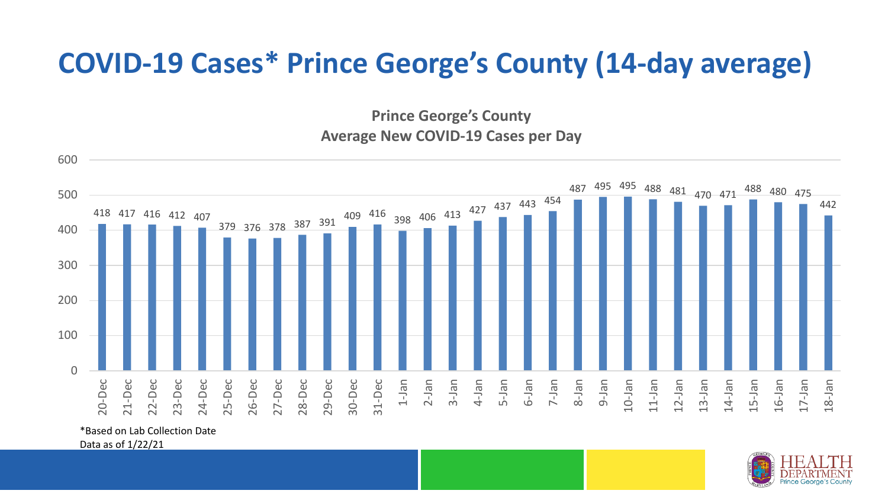# COVID-19 Cases* Prince George's County (14-day average)

**Prince George's County**
**Average New COVID-19 Cases per Day**

| Date | Average New Cases per Day |
|---|---|
| 20-Dec | 418 |
| 21-Dec | 417 |
| 22-Dec | 416 |
| 23-Dec | 412 |
| 24-Dec | 407 |
| 25-Dec | 379 |
| 26-Dec | 376 |
| 27-Dec | 378 |
| 28-Dec | 387 |
| 29-Dec | 391 |
| 30-Dec | 409 |
| 31-Dec | 416 |
| 1-Jan | 398 |
| 2-Jan | 406 |
| 3-Jan | 413 |
| 4-Jan | 427 |
| 5-Jan | 437 |
| 6-Jan | 443 |
| 7-Jan | 454 |
| 8-Jan | 487 |
| 9-Jan | 495 |
| 10-Jan | 495 |
| 11-Jan | 488 |
| 12-Jan | 481 |
| 13-Jan | 470 |
| 14-Jan | 471 |
| 15-Jan | 488 |
| 16-Jan | 480 |
| 17-Jan | 475 |
| 18-Jan | 442 |

*Based on Lab Collection Date
Data as of 1/22/21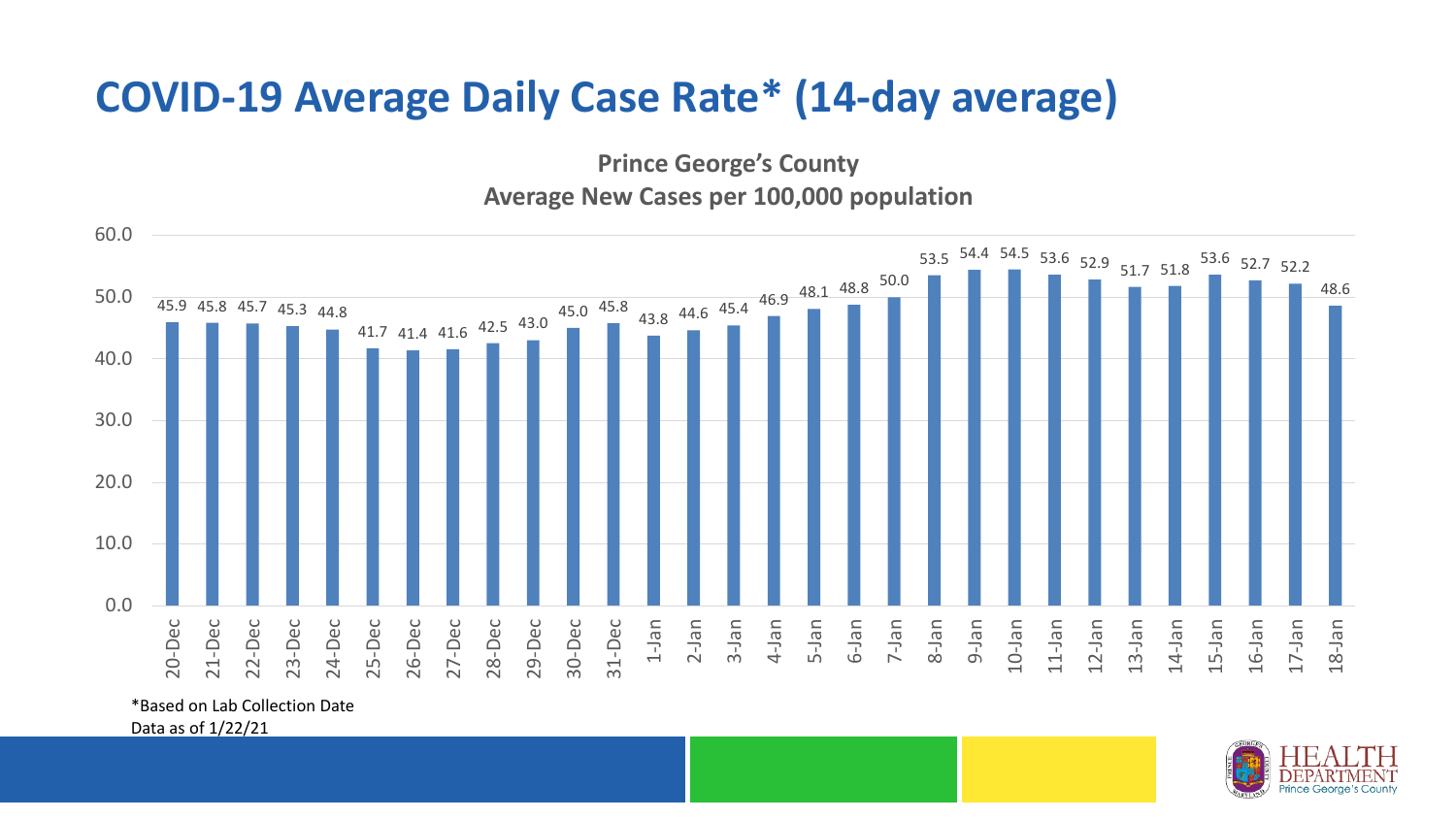# COVID-19 Average Daily Case Rate* (14-day average)

**Prince George's County**
**Average New Cases per 100,000 population**

60.0
50.0
40.0
30.0
20.0
10.0
0.0

45.9 45.8 45.7 45.3 44.8 41.7 41.4 41.6 42.5 43.0 45.0 45.8 43.8 44.6 45.4 46.9 48.1 48.8 50.0 53.5 54.4 54.5 53.6 52.9 51.7 51.8 53.6 52.7 52.2 48.6

20-Dec 21-Dec 22-Dec 23-Dec 24-Dec 25-Dec 26-Dec 27-Dec 28-Dec 29-Dec 30-Dec 31-Dec 1-Jan 2-Jan 3-Jan 4-Jan 5-Jan 6-Jan 7-Jan 8-Jan 9-Jan 10-Jan 11-Jan 12-Jan 13-Jan 14-Jan 15-Jan 16-Jan 17-Jan 18-Jan

*Based on Lab Collection Date
Data as of 1/22/21

HEALTH DEPARTMENT Prince George's County